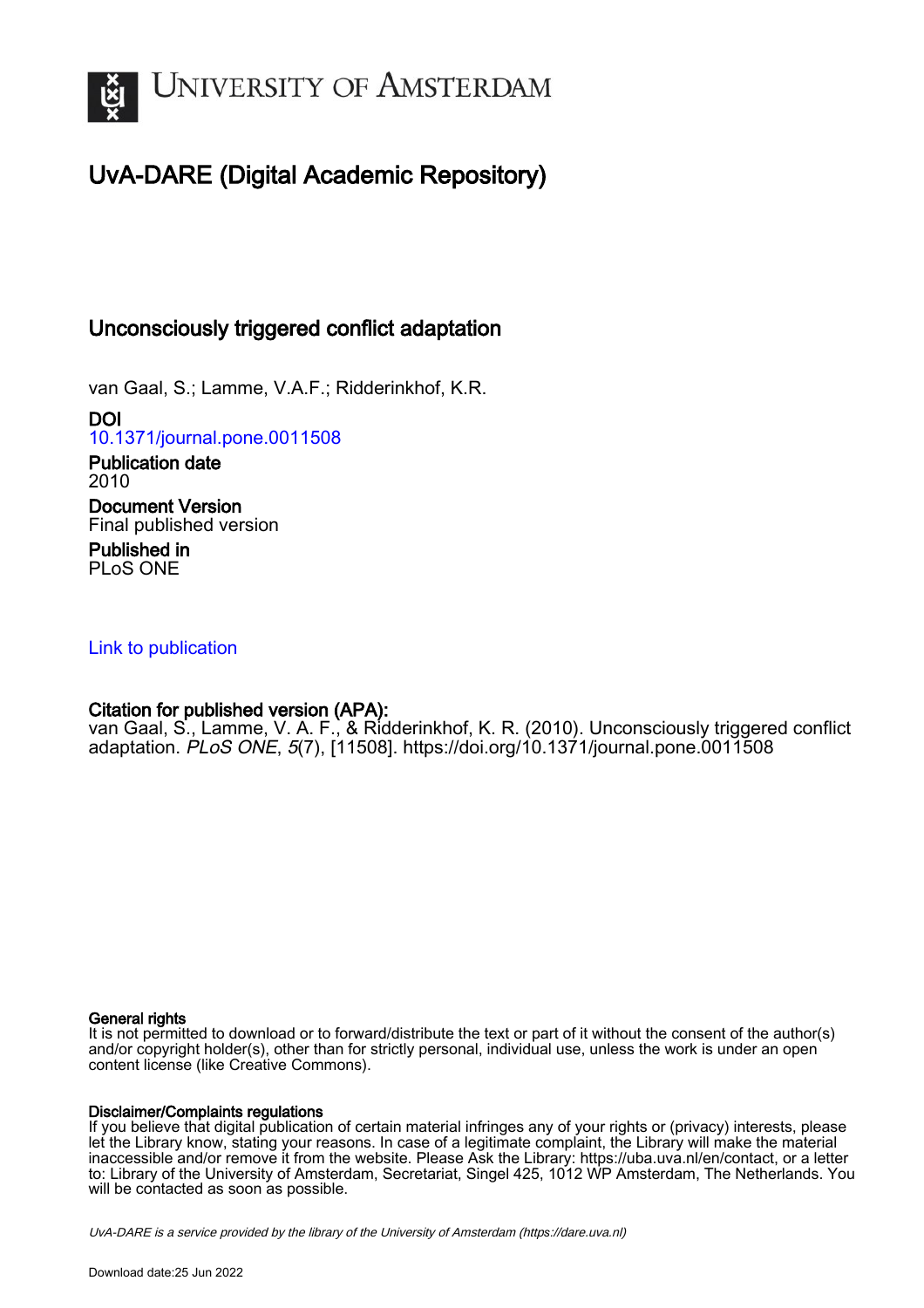# University of Amsterdam

## UvA-DARE (Digital Academic Repository)

### Unconsciously triggered conflict adaptation

van Gaal, S.; Lamme, V.A.F.; Ridderinkhof, K.R.

**DOI**
10.1371/journal.pone.0011508

**Publication date**
2010

**Document Version**
Final published version

**Published in**
PLoS ONE

Link to publication

**Citation for published version (APA):**
van Gaal, S., Lamme, V. A. F., & Ridderinkhof, K. R. (2010). Unconsciously triggered conflict adaptation. *PLoS ONE*, *5*(7), [11508]. https://doi.org/10.1371/journal.pone.0011508

**General rights**
It is not permitted to download or to forward/distribute the text or part of it without the consent of the author(s) and/or copyright holder(s), other than for strictly personal, individual use, unless the work is under an open content license (like Creative Commons).

**Disclaimer/Complaints regulations**
If you believe that digital publication of certain material infringes any of your rights or (privacy) interests, please let the Library know, stating your reasons. In case of a legitimate complaint, the Library will make the material inaccessible and/or remove it from the website. Please Ask the Library: https://uba.uva.nl/en/contact, or a letter to: Library of the University of Amsterdam, Secretariat, Singel 425, 1012 WP Amsterdam, The Netherlands. You will be contacted as soon as possible.

*UvA-DARE is a service provided by the library of the University of Amsterdam (https://dare.uva.nl)*

Download date:25 Jun 2022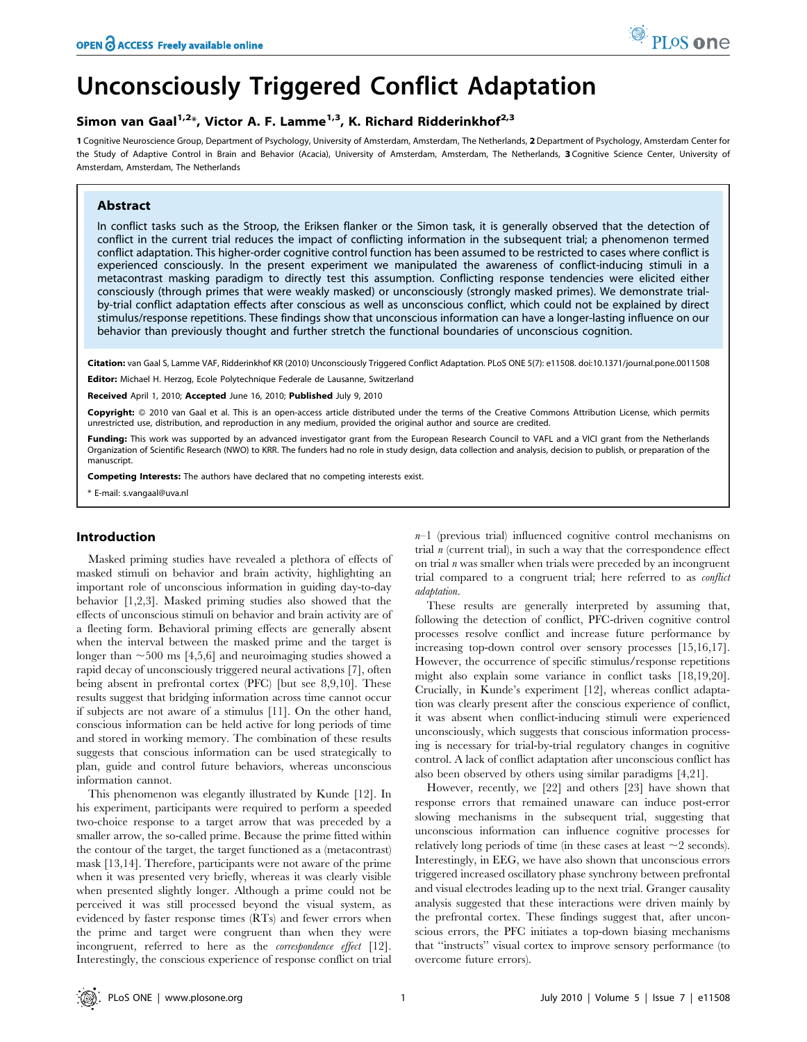# Unconsciously Triggered Conflict Adaptation

**Simon van Gaal[1,2]*, Victor A. F. Lamme[1,3], K. Richard Ridderinkhof[2,3]**

**1** Cognitive Neuroscience Group, Department of Psychology, University of Amsterdam, Amsterdam, The Netherlands, **2** Department of Psychology, Amsterdam Center for the Study of Adaptive Control in Brain and Behavior (Acacia), University of Amsterdam, Amsterdam, The Netherlands, **3** Cognitive Science Center, University of Amsterdam, Amsterdam, The Netherlands

## Abstract

In conflict tasks such as the Stroop, the Eriksen flanker or the Simon task, it is generally observed that the detection of conflict in the current trial reduces the impact of conflicting information in the subsequent trial; a phenomenon termed conflict adaptation. This higher-order cognitive control function has been assumed to be restricted to cases where conflict is experienced consciously. In the present experiment we manipulated the awareness of conflict-inducing stimuli in a metacontrast masking paradigm to directly test this assumption. Conflicting response tendencies were elicited either consciously (through primes that were weakly masked) or unconsciously (strongly masked primes). We demonstrate trial-by-trial conflict adaptation effects after conscious as well as unconscious conflict, which could not be explained by direct stimulus/response repetitions. These findings show that unconscious information can have a longer-lasting influence on our behavior than previously thought and further stretch the functional boundaries of unconscious cognition.

**Citation:** van Gaal S, Lamme VAF, Ridderinkhof KR (2010) Unconsciously Triggered Conflict Adaptation. PLoS ONE 5(7): e11508. doi:10.1371/journal.pone.0011508

**Editor:** Michael H. Herzog, Ecole Polytechnique Federale de Lausanne, Switzerland

**Received** April 1, 2010; **Accepted** June 16, 2010; **Published** July 9, 2010

**Copyright:** © 2010 van Gaal et al. This is an open-access article distributed under the terms of the Creative Commons Attribution License, which permits unrestricted use, distribution, and reproduction in any medium, provided the original author and source are credited.

**Funding:** This work was supported by an advanced investigator grant from the European Research Council to VAFL and a VICI grant from the Netherlands Organization of Scientific Research (NWO) to KRR. The funders had no role in study design, data collection and analysis, decision to publish, or preparation of the manuscript.

**Competing Interests:** The authors have declared that no competing interests exist.

\* E-mail: s.vangaal@uva.nl

## Introduction

Masked priming studies have revealed a plethora of effects of masked stimuli on behavior and brain activity, highlighting an important role of unconscious information in guiding day-to-day behavior [1,2,3]. Masked priming studies also showed that the effects of unconscious stimuli on behavior and brain activity are of a fleeting form. Behavioral priming effects are generally absent when the interval between the masked prime and the target is longer than ~500 ms [4,5,6] and neuroimaging studies showed a rapid decay of unconsciously triggered neural activations [7], often being absent in prefrontal cortex (PFC) [but see 8,9,10]. These results suggest that bridging information across time cannot occur if subjects are not aware of a stimulus [11]. On the other hand, conscious information can be held active for long periods of time and stored in working memory. The combination of these results suggests that conscious information can be used strategically to plan, guide and control future behaviors, whereas unconscious information cannot.

This phenomenon was elegantly illustrated by Kunde [12]. In his experiment, participants were required to perform a speeded two-choice response to a target arrow that was preceded by a smaller arrow, the so-called prime. Because the prime fitted within the contour of the target, the target functioned as a (metacontrast) mask [13,14]. Therefore, participants were not aware of the prime when it was presented very briefly, whereas it was clearly visible when presented slightly longer. Although a prime could not be perceived it was still processed beyond the visual system, as evidenced by faster response times (RTs) and fewer errors when the prime and target were congruent than when they were incongruent, referred to here as the *correspondence effect* [12]. Interestingly, the conscious experience of response conflict on trial $n-1$ (previous trial) influenced cognitive control mechanisms on trial $n$ (current trial), in such a way that the correspondence effect on trial $n$ was smaller when trials were preceded by an incongruent trial compared to a congruent trial; here referred to as *conflict adaptation*.

These results are generally interpreted by assuming that, following the detection of conflict, PFC-driven cognitive control processes resolve conflict and increase future performance by increasing top-down control over sensory processes [15,16,17]. However, the occurrence of specific stimulus/response repetitions might also explain some variance in conflict tasks [18,19,20]. Crucially, in Kunde's experiment [12], whereas conflict adaptation was clearly present after the conscious experience of conflict, it was absent when conflict-inducing stimuli were experienced unconsciously, which suggests that conscious information processing is necessary for trial-by-trial regulatory changes in cognitive control. A lack of conflict adaptation after unconscious conflict has also been observed by others using similar paradigms [4,21].

However, recently, we [22] and others [23] have shown that response errors that remained unaware can induce post-error slowing mechanisms in the subsequent trial, suggesting that unconscious information can influence cognitive processes for relatively long periods of time (in these cases at least ~2 seconds). Interestingly, in EEG, we have also shown that unconscious errors triggered increased oscillatory phase synchrony between prefrontal and visual electrodes leading up to the next trial. Granger causality analysis suggested that these interactions were driven mainly by the prefrontal cortex. These findings suggest that, after unconscious errors, the PFC initiates a top-down biasing mechanisms that "instructs" visual cortex to improve sensory performance (to overcome future errors).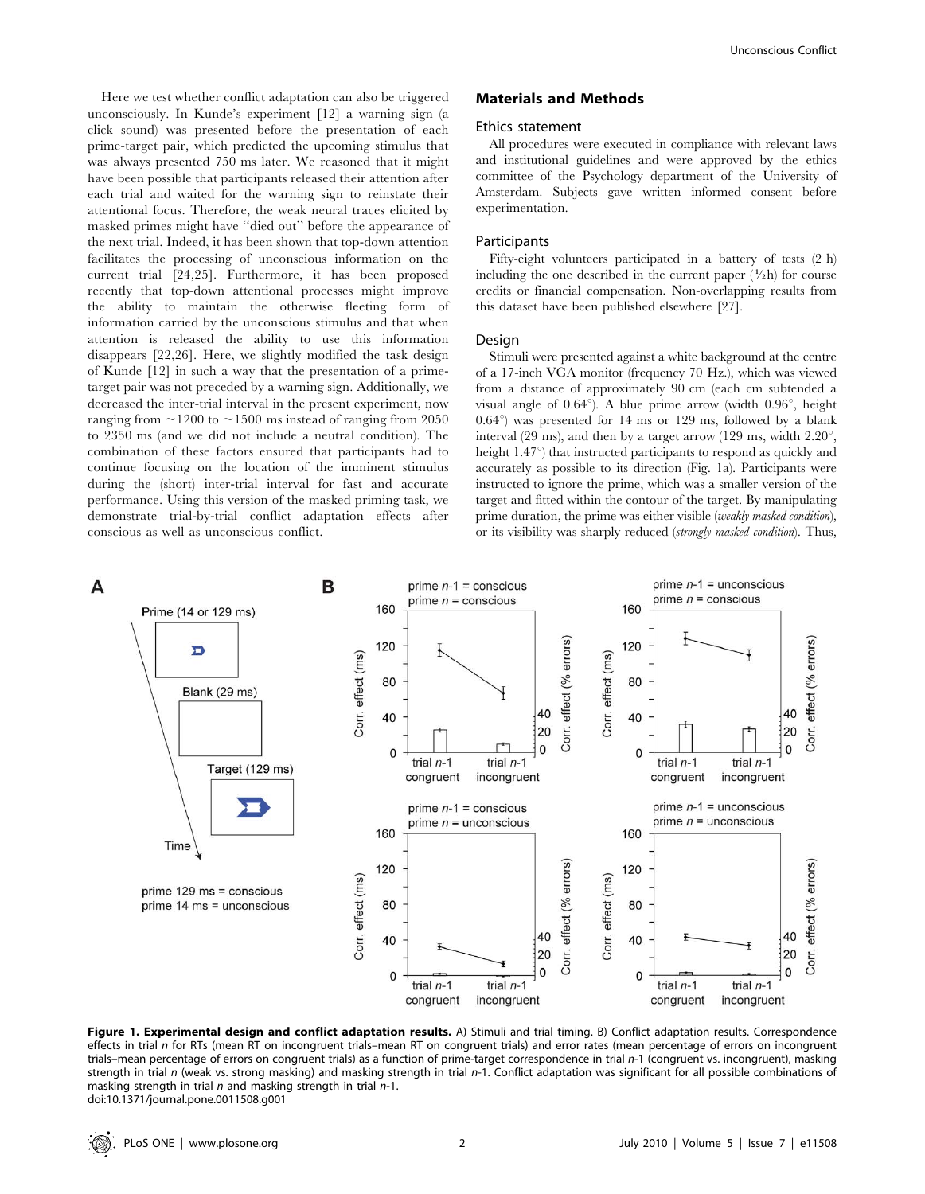Here we test whether conflict adaptation can also be triggered unconsciously. In Kunde's experiment [12] a warning sign (a click sound) was presented before the presentation of each prime-target pair, which predicted the upcoming stimulus that was always presented 750 ms later. We reasoned that it might have been possible that participants released their attention after each trial and waited for the warning sign to reinstate their attentional focus. Therefore, the weak neural traces elicited by masked primes might have "died out" before the appearance of the next trial. Indeed, it has been shown that top-down attention facilitates the processing of unconscious information on the current trial [24,25]. Furthermore, it has been proposed recently that top-down attentional processes might improve the ability to maintain the otherwise fleeting form of information carried by the unconscious stimulus and that when attention is released the ability to use this information disappears [22,26]. Here, we slightly modified the task design of Kunde [12] in such a way that the presentation of a prime-target pair was not preceded by a warning sign. Additionally, we decreased the inter-trial interval in the present experiment, now ranging from ~1200 to ~1500 ms instead of ranging from 2050 to 2350 ms (and we did not include a neutral condition). The combination of these factors ensured that participants had to continue focusing on the location of the imminent stimulus during the (short) inter-trial interval for fast and accurate performance. Using this version of the masked priming task, we demonstrate trial-by-trial conflict adaptation effects after conscious as well as unconscious conflict.

## Materials and Methods

### Ethics statement

All procedures were executed in compliance with relevant laws and institutional guidelines and were approved by the ethics committee of the Psychology department of the University of Amsterdam. Subjects gave written informed consent before experimentation.

### Participants

Fifty-eight volunteers participated in a battery of tests (2 h) including the one described in the current paper (½h) for course credits or financial compensation. Non-overlapping results from this dataset have been published elsewhere [27].

### Design

Stimuli were presented against a white background at the centre of a 17-inch VGA monitor (frequency 70 Hz.), which was viewed from a distance of approximately 90 cm (each cm subtended a visual angle of 0.64°). A blue prime arrow (width 0.96°, height 0.64°) was presented for 14 ms or 129 ms, followed by a blank interval (29 ms), and then by a target arrow (129 ms, width 2.20°, height 1.47°) that instructed participants to respond as quickly and accurately as possible to its direction (Fig. 1a). Participants were instructed to ignore the prime, which was a smaller version of the target and fitted within the contour of the target. By manipulating prime duration, the prime was either visible (*weakly masked condition*), or its visibility was sharply reduced (*strongly masked condition*). Thus,

**Figure 1. Experimental design and conflict adaptation results.** A) Stimuli and trial timing. B) Conflict adaptation results. Correspondence effects in trial *n* for RTs (mean RT on incongruent trials–mean RT on congruent trials) and error rates (mean percentage of errors on incongruent trials–mean percentage of errors on congruent trials) as a function of prime-target correspondence in trial *n*-1 (congruent vs. incongruent), masking strength in trial *n* (weak vs. strong masking) and masking strength in trial *n*-1. Conflict adaptation was significant for all possible combinations of masking strength in trial *n* and masking strength in trial *n*-1.
doi:10.1371/journal.pone.0011508.g001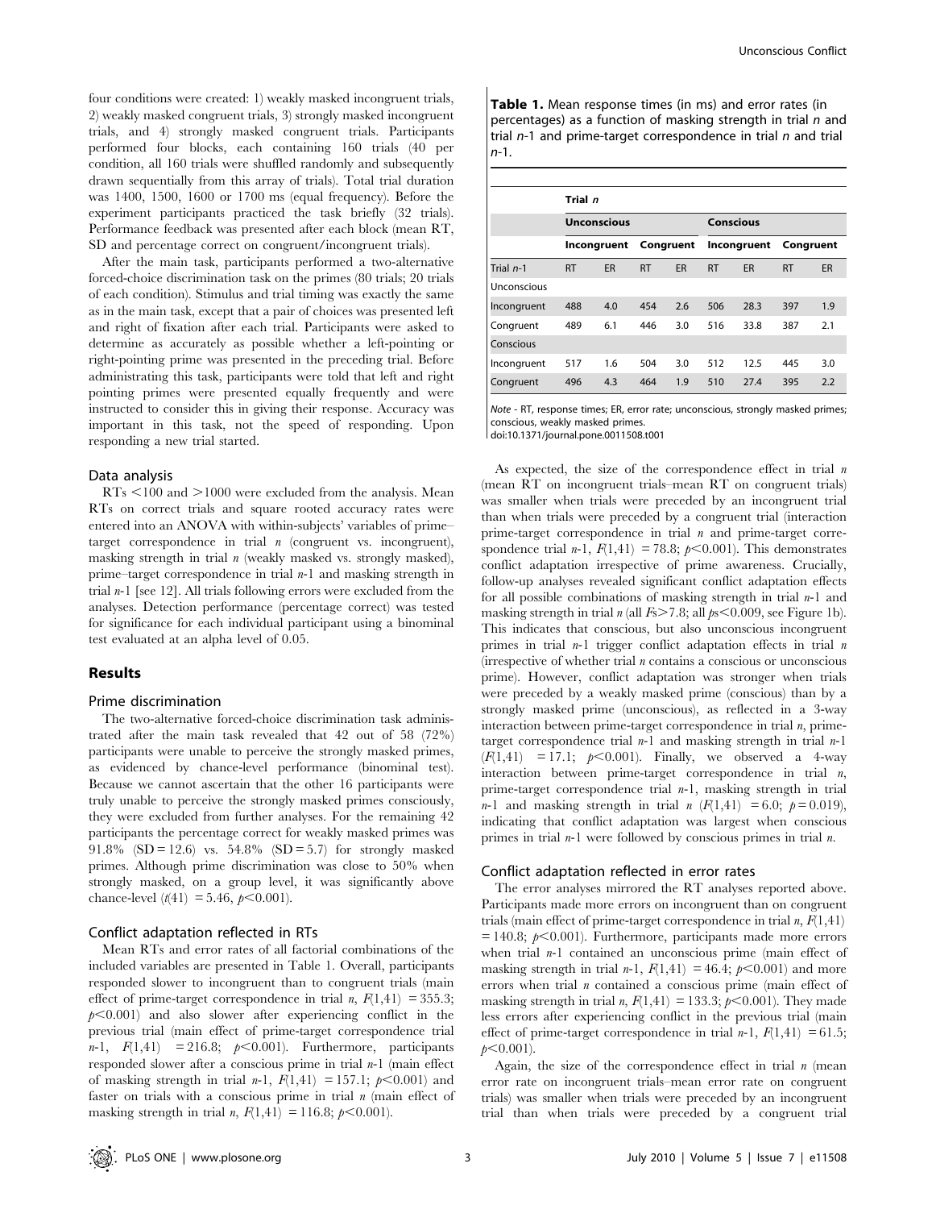four conditions were created: 1) weakly masked incongruent trials, 2) weakly masked congruent trials, 3) strongly masked incongruent trials, and 4) strongly masked congruent trials. Participants performed four blocks, each containing 160 trials (40 per condition, all 160 trials were shuffled randomly and subsequently drawn sequentially from this array of trials). Total trial duration was 1400, 1500, 1600 or 1700 ms (equal frequency). Before the experiment participants practiced the task briefly (32 trials). Performance feedback was presented after each block (mean RT, SD and percentage correct on congruent/incongruent trials).

After the main task, participants performed a two-alternative forced-choice discrimination task on the primes (80 trials; 20 trials of each condition). Stimulus and trial timing was exactly the same as in the main task, except that a pair of choices was presented left and right of fixation after each trial. Participants were asked to determine as accurately as possible whether a left-pointing or right-pointing prime was presented in the preceding trial. Before administrating this task, participants were told that left and right pointing primes were presented equally frequently and were instructed to consider this in giving their response. Accuracy was important in this task, not the speed of responding. Upon responding a new trial started.

### Data analysis

RTs <100 and >1000 were excluded from the analysis. Mean RTs on correct trials and square rooted accuracy rates were entered into an ANOVA with within-subjects' variables of prime–target correspondence in trial *n* (congruent vs. incongruent), masking strength in trial *n* (weakly masked vs. strongly masked), prime–target correspondence in trial *n*-1 and masking strength in trial *n*-1 [see 12]. All trials following errors were excluded from the analyses. Detection performance (percentage correct) was tested for significance for each individual participant using a binominal test evaluated at an alpha level of 0.05.

## Results

### Prime discrimination

The two-alternative forced-choice discrimination task administrated after the main task revealed that 42 out of 58 (72%) participants were unable to perceive the strongly masked primes, as evidenced by chance-level performance (binominal test). Because we cannot ascertain that the other 16 participants were truly unable to perceive the strongly masked primes consciously, they were excluded from further analyses. For the remaining 42 participants the percentage correct for weakly masked primes was 91.8% (SD = 12.6) vs. 54.8% (SD = 5.7) for strongly masked primes. Although prime discrimination was close to 50% when strongly masked, on a group level, it was significantly above chance-level ($t(41) = 5.46$, $p<0.001$).

### Conflict adaptation reflected in RTs

Mean RTs and error rates of all factorial combinations of the included variables are presented in Table 1. Overall, participants responded slower to incongruent than to congruent trials (main effect of prime-target correspondence in trial *n*, $F(1,41) = 355.3$; $p<0.001$) and also slower after experiencing conflict in the previous trial (main effect of prime-target correspondence trial *n*-1, $F(1,41) = 216.8$; $p<0.001$). Furthermore, participants responded slower after a conscious prime in trial *n*-1 (main effect of masking strength in trial *n*-1, $F(1,41) = 157.1$; $p<0.001$) and faster on trials with a conscious prime in trial *n* (main effect of masking strength in trial *n*, $F(1,41) = 116.8$; $p<0.001$).

**Table 1.** Mean response times (in ms) and error rates (in percentages) as a function of masking strength in trial *n* and trial *n*-1 and prime-target correspondence in trial *n* and trial *n*-1.

| | Trial *n* | | | | | | | |
|---|---|---|---|---|---|---|---|---|
| | Unconscious | | | | Conscious | | | |
| | Incongruent | | Congruent | | Incongruent | | Congruent | |
| Trial *n*-1 | RT | ER | RT | ER | RT | ER | RT | ER |
| Unconscious | | | | | | | | |
| Incongruent | 488 | 4.0 | 454 | 2.6 | 506 | 28.3 | 397 | 1.9 |
| Congruent | 489 | 6.1 | 446 | 3.0 | 516 | 33.8 | 387 | 2.1 |
| Conscious | | | | | | | | |
| Incongruent | 517 | 1.6 | 504 | 3.0 | 512 | 12.5 | 445 | 3.0 |
| Congruent | 496 | 4.3 | 464 | 1.9 | 510 | 27.4 | 395 | 2.2 |

*Note* - RT, response times; ER, error rate; unconscious, strongly masked primes; conscious, weakly masked primes.

doi:10.1371/journal.pone.0011508.t001

As expected, the size of the correspondence effect in trial *n* (mean RT on incongruent trials–mean RT on congruent trials) was smaller when trials were preceded by an incongruent trial than when trials were preceded by a congruent trial (interaction prime-target correspondence in trial *n* and prime-target correspondence trial *n*-1, $F(1,41) = 78.8$; $p<0.001$). This demonstrates conflict adaptation irrespective of prime awareness. Crucially, follow-up analyses revealed significant conflict adaptation effects for all possible combinations of masking strength in trial *n*-1 and masking strength in trial *n* (all $Fs>7.8$; all $ps<0.009$, see Figure 1b). This indicates that conscious, but also unconscious incongruent primes in trial *n*-1 trigger conflict adaptation effects in trial *n* (irrespective of whether trial *n* contains a conscious or unconscious prime). However, conflict adaptation was stronger when trials were preceded by a weakly masked prime (conscious) than by a strongly masked prime (unconscious), as reflected in a 3-way interaction between prime-target correspondence in trial *n*, prime-target correspondence trial *n*-1 and masking strength in trial *n*-1 ($F(1,41) = 17.1$; $p<0.001$). Finally, we observed a 4-way interaction between prime-target correspondence in trial *n*, prime-target correspondence trial *n*-1, masking strength in trial *n*-1 and masking strength in trial *n* ($F(1,41) = 6.0$; $p = 0.019$), indicating that conflict adaptation was largest when conscious primes in trial *n*-1 were followed by conscious primes in trial *n*.

### Conflict adaptation reflected in error rates

The error analyses mirrored the RT analyses reported above. Participants made more errors on incongruent than on congruent trials (main effect of prime-target correspondence in trial *n*, $F(1,41) = 140.8$; $p<0.001$). Furthermore, participants made more errors when trial *n*-1 contained an unconscious prime (main effect of masking strength in trial *n*-1, $F(1,41) = 46.4$; $p<0.001$) and more errors when trial *n* contained a conscious prime (main effect of masking strength in trial *n*, $F(1,41) = 133.3$; $p<0.001$). They made less errors after experiencing conflict in the previous trial (main effect of prime-target correspondence in trial *n*-1, $F(1,41) = 61.5$; $p<0.001$).

Again, the size of the correspondence effect in trial *n* (mean error rate on incongruent trials–mean error rate on congruent trials) was smaller when trials were preceded by an incongruent trial than when trials were preceded by a congruent trial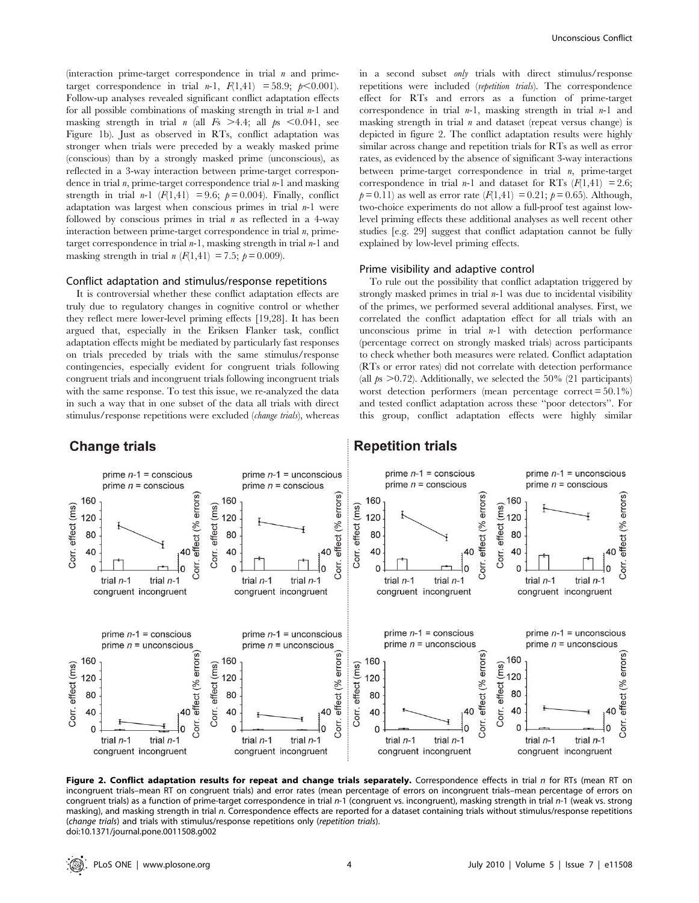(interaction prime-target correspondence in trial *n* and prime-target correspondence in trial *n*-1, $F(1,41) = 58.9$; $p<0.001$). Follow-up analyses revealed significant conflict adaptation effects for all possible combinations of masking strength in trial *n*-1 and masking strength in trial *n* (all $Fs > 4.4$; all $ps < 0.041$, see Figure 1b). Just as observed in RTs, conflict adaptation was stronger when trials were preceded by a weakly masked prime (conscious) than by a strongly masked prime (unconscious), as reflected in a 3-way interaction between prime-target correspondence in trial *n*, prime-target correspondence trial *n*-1 and masking strength in trial *n*-1 ($F(1,41) = 9.6$; $p = 0.004$). Finally, conflict adaptation was largest when conscious primes in trial *n*-1 were followed by conscious primes in trial *n* as reflected in a 4-way interaction between prime-target correspondence in trial *n*, prime-target correspondence in trial *n*-1, masking strength in trial *n*-1 and masking strength in trial *n* ($F(1,41) = 7.5$; $p = 0.009$).

### Conflict adaptation and stimulus/response repetitions

It is controversial whether these conflict adaptation effects are truly due to regulatory changes in cognitive control or whether they reflect mere lower-level priming effects [19,28]. It has been argued that, especially in the Eriksen Flanker task, conflict adaptation effects might be mediated by particularly fast responses on trials preceded by trials with the same stimulus/response contingencies, especially evident for congruent trials following congruent trials and incongruent trials following incongruent trials with the same response. To test this issue, we re-analyzed the data in such a way that in one subset of the data all trials with direct stimulus/response repetitions were excluded (*change trials*), whereas in a second subset *only* trials with direct stimulus/response repetitions were included (*repetition trials*). The correspondence effect for RTs and errors as a function of prime-target correspondence in trial *n*-1, masking strength in trial *n*-1 and masking strength in trial *n* and dataset (repeat versus change) is depicted in figure 2. The conflict adaptation results were highly similar across change and repetition trials for RTs as well as error rates, as evidenced by the absence of significant 3-way interactions between prime-target correspondence in trial *n*, prime-target correspondence in trial *n*-1 and dataset for RTs ($F(1,41) = 2.6$; $p = 0.11$) as well as error rate ($F(1,41) = 0.21$; $p = 0.65$). Although, two-choice experiments do not allow a full-proof test against low-level priming effects these additional analyses as well recent other studies [e.g. 29] suggest that conflict adaptation cannot be fully explained by low-level priming effects.

### Prime visibility and adaptive control

To rule out the possibility that conflict adaptation triggered by strongly masked primes in trial *n*-1 was due to incidental visibility of the primes, we performed several additional analyses. First, we correlated the conflict adaptation effect for all trials with an unconscious prime in trial *n*-1 with detection performance (percentage correct on strongly masked trials) across participants to check whether both measures were related. Conflict adaptation (RTs or error rates) did not correlate with detection performance (all $ps > 0.72$). Additionally, we selected the 50% (21 participants) worst detection performers (mean percentage correct = 50.1%) and tested conflict adaptation across these "poor detectors". For this group, conflict adaptation effects were highly similar

**Figure 2. Conflict adaptation results for repeat and change trials separately.** Correspondence effects in trial *n* for RTs (mean RT on incongruent trials–mean RT on congruent trials) and error rates (mean percentage of errors on incongruent trials–mean percentage of errors on congruent trials) as a function of prime-target correspondence in trial *n*-1 (congruent vs. incongruent), masking strength in trial *n*-1 (weak vs. strong masking), and masking strength in trial *n*. Correspondence effects are reported for a dataset containing trials without stimulus/response repetitions (*change trials*) and trials with stimulus/response repetitions only (*repetition trials*).
doi:10.1371/journal.pone.0011508.g002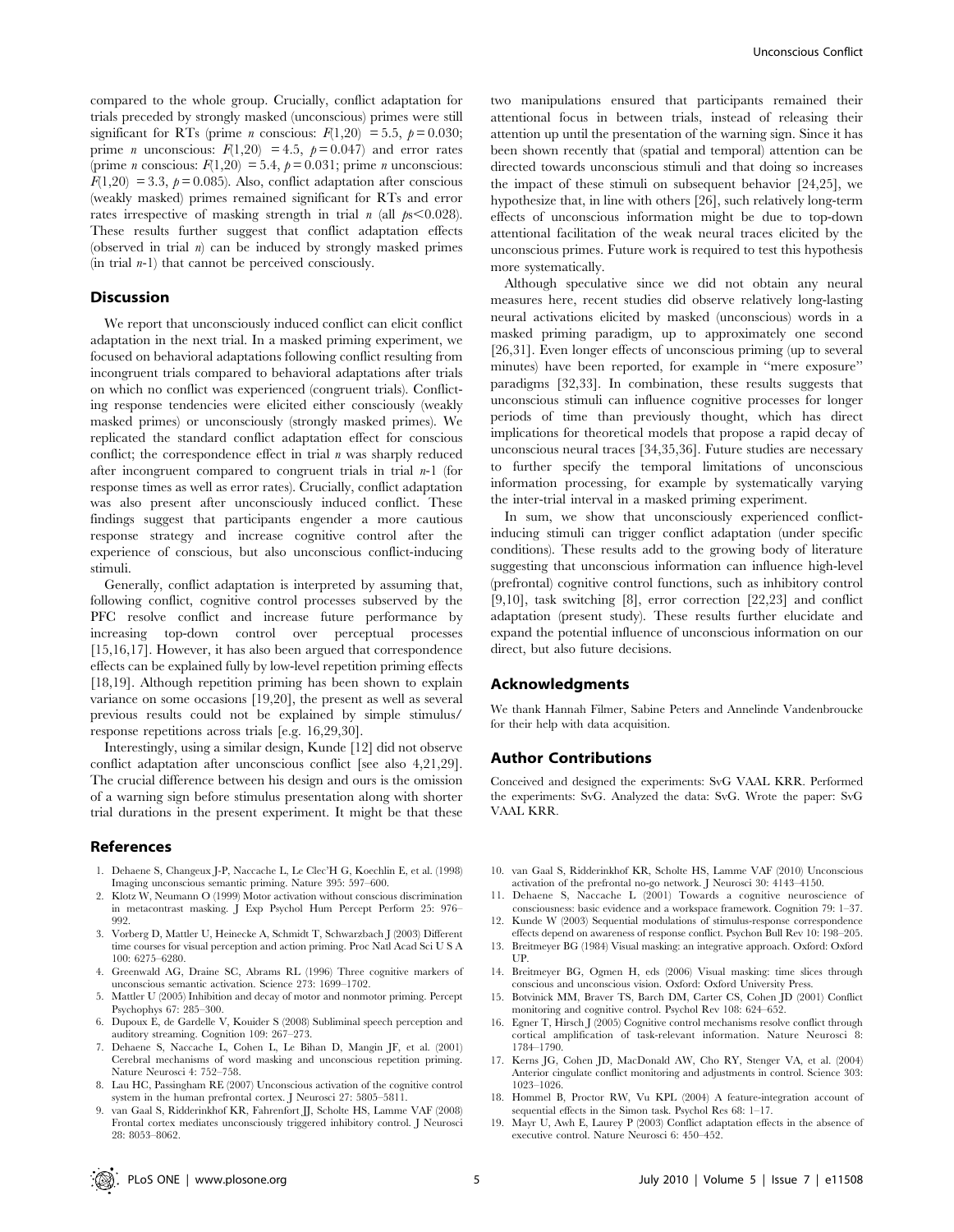compared to the whole group. Crucially, conflict adaptation for trials preceded by strongly masked (unconscious) primes were still significant for RTs (prime *n* conscious: $F(1,20) = 5.5$, $p = 0.030$; prime *n* unconscious: $F(1,20) = 4.5$, $p = 0.047$) and error rates (prime *n* conscious: $F(1,20) = 5.4$, $p = 0.031$; prime *n* unconscious: $F(1,20) = 3.3$, $p = 0.085$). Also, conflict adaptation after conscious (weakly masked) primes remained significant for RTs and error rates irrespective of masking strength in trial *n* (all $ps < 0.028$). These results further suggest that conflict adaptation effects (observed in trial *n*) can be induced by strongly masked primes (in trial *n*-1) that cannot be perceived consciously.

## Discussion

We report that unconsciously induced conflict can elicit conflict adaptation in the next trial. In a masked priming experiment, we focused on behavioral adaptations following conflict resulting from incongruent trials compared to behavioral adaptations after trials on which no conflict was experienced (congruent trials). Conflicting response tendencies were elicited either consciously (weakly masked primes) or unconsciously (strongly masked primes). We replicated the standard conflict adaptation effect for conscious conflict; the correspondence effect in trial *n* was sharply reduced after incongruent compared to congruent trials in trial *n*-1 (for response times as well as error rates). Crucially, conflict adaptation was also present after unconsciously induced conflict. These findings suggest that participants engender a more cautious response strategy and increase cognitive control after the experience of conscious, but also unconscious conflict-inducing stimuli.

Generally, conflict adaptation is interpreted by assuming that, following conflict, cognitive control processes subserved by the PFC resolve conflict and increase future performance by increasing top-down control over perceptual processes [15,16,17]. However, it has also been argued that correspondence effects can be explained fully by low-level repetition priming effects [18,19]. Although repetition priming has been shown to explain variance on some occasions [19,20], the present as well as several previous results could not be explained by simple stimulus/response repetitions across trials [e.g. 16,29,30].

Interestingly, using a similar design, Kunde [12] did not observe conflict adaptation after unconscious conflict [see also 4,21,29]. The crucial difference between his design and ours is the omission of a warning sign before stimulus presentation along with shorter trial durations in the present experiment. It might be that these two manipulations ensured that participants remained their attentional focus in between trials, instead of releasing their attention up until the presentation of the warning sign. Since it has been shown recently that (spatial and temporal) attention can be directed towards unconscious stimuli and that doing so increases the impact of these stimuli on subsequent behavior [24,25], we hypothesize that, in line with others [26], such relatively long-term effects of unconscious information might be due to top-down attentional facilitation of the weak neural traces elicited by the unconscious primes. Future work is required to test this hypothesis more systematically.

Although speculative since we did not obtain any neural measures here, recent studies did observe relatively long-lasting neural activations elicited by masked (unconscious) words in a masked priming paradigm, up to approximately one second [26,31]. Even longer effects of unconscious priming (up to several minutes) have been reported, for example in "mere exposure" paradigms [32,33]. In combination, these results suggests that unconscious stimuli can influence cognitive processes for longer periods of time than previously thought, which has direct implications for theoretical models that propose a rapid decay of unconscious neural traces [34,35,36]. Future studies are necessary to further specify the temporal limitations of unconscious information processing, for example by systematically varying the inter-trial interval in a masked priming experiment.

In sum, we show that unconsciously experienced conflict-inducing stimuli can trigger conflict adaptation (under specific conditions). These results add to the growing body of literature suggesting that unconscious information can influence high-level (prefrontal) cognitive control functions, such as inhibitory control [9,10], task switching [8], error correction [22,23] and conflict adaptation (present study). These results further elucidate and expand the potential influence of unconscious information on our direct, but also future decisions.

## Acknowledgments

We thank Hannah Filmer, Sabine Peters and Annelinde Vandenbroucke for their help with data acquisition.

## Author Contributions

Conceived and designed the experiments: SvG VAAL KRR. Performed the experiments: SvG. Analyzed the data: SvG. Wrote the paper: SvG VAAL KRR.

## References

1. Dehaene S, Changeux J-P, Naccache L, Le Clec'H G, Koechlin E, et al. (1998) Imaging unconscious semantic priming. Nature 395: 597–600.
2. Klotz W, Neumann O (1999) Motor activation without conscious discrimination in metacontrast masking. J Exp Psychol Hum Percept Perform 25: 976–992.
3. Vorberg D, Mattler U, Heinecke A, Schmidt T, Schwarzbach J (2003) Different time courses for visual perception and action priming. Proc Natl Acad Sci U S A 100: 6275–6280.
4. Greenwald AG, Draine SC, Abrams RL (1996) Three cognitive markers of unconscious semantic activation. Science 273: 1699–1702.
5. Mattler U (2005) Inhibition and decay of motor and nonmotor priming. Percept Psychophys 67: 285–300.
6. Dupoux E, de Gardelle V, Kouider S (2008) Subliminal speech perception and auditory streaming. Cognition 109: 267–273.
7. Dehaene S, Naccache L, Cohen L, Le Bihan D, Mangin JF, et al. (2001) Cerebral mechanisms of word masking and unconscious repetition priming. Nature Neurosci 4: 752–758.
8. Lau HC, Passingham RE (2007) Unconscious activation of the cognitive control system in the human prefrontal cortex. J Neurosci 27: 5805–5811.
9. van Gaal S, Ridderinkhof KR, Fahrenfort JJ, Scholte HS, Lamme VAF (2008) Frontal cortex mediates unconsciously triggered inhibitory control. J Neurosci 28: 8053–8062.
10. van Gaal S, Ridderinkhof KR, Scholte HS, Lamme VAF (2010) Unconscious activation of the prefrontal no-go network. J Neurosci 30: 4143–4150.
11. Dehaene S, Naccache L (2001) Towards a cognitive neuroscience of consciousness: basic evidence and a workspace framework. Cognition 79: 1–37.
12. Kunde W (2003) Sequential modulations of stimulus-response correspondence effects depend on awareness of response conflict. Psychon Bull Rev 10: 198–205.
13. Breitmeyer BG (1984) Visual masking: an integrative approach. Oxford: Oxford UP.
14. Breitmeyer BG, Ogmen H, eds (2006) Visual masking: time slices through conscious and unconscious vision. Oxford: Oxford University Press.
15. Botvinick MM, Braver TS, Barch DM, Carter CS, Cohen JD (2001) Conflict monitoring and cognitive control. Psychol Rev 108: 624–652.
16. Egner T, Hirsch J (2005) Cognitive control mechanisms resolve conflict through cortical amplification of task-relevant information. Nature Neurosci 8: 1784–1790.
17. Kerns JG, Cohen JD, MacDonald AW, Cho RY, Stenger VA, et al. (2004) Anterior cingulate conflict monitoring and adjustments in control. Science 303: 1023–1026.
18. Hommel B, Proctor RW, Vu KPL (2004) A feature-integration account of sequential effects in the Simon task. Psychol Res 68: 1–17.
19. Mayr U, Awh E, Laurey P (2003) Conflict adaptation effects in the absence of executive control. Nature Neurosci 6: 450–452.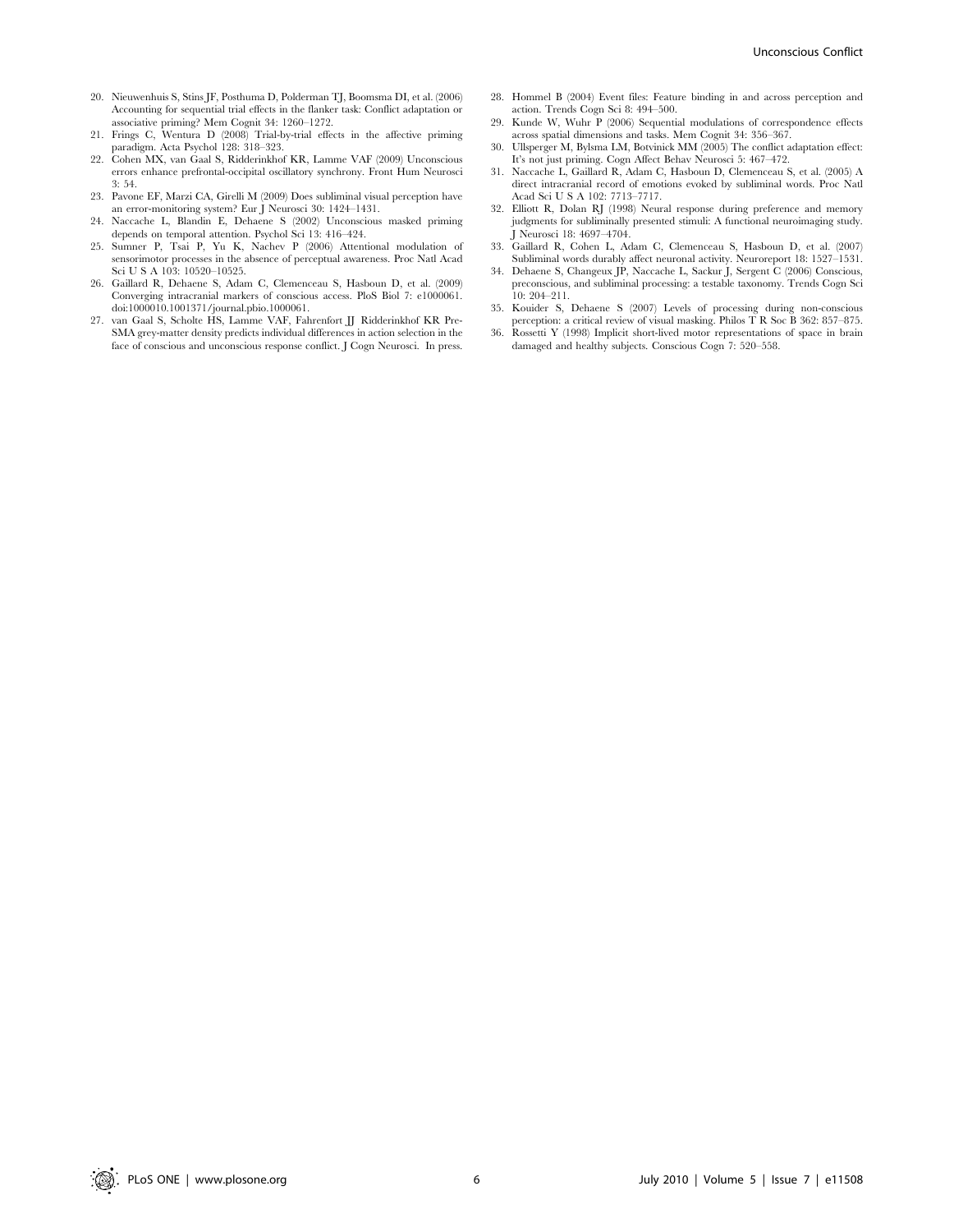20. Nieuwenhuis S, Stins JF, Posthuma D, Polderman TJ, Boomsma DI, et al. (2006) Accounting for sequential trial effects in the flanker task: Conflict adaptation or associative priming? Mem Cognit 34: 1260–1272.
21. Frings C, Wentura D (2008) Trial-by-trial effects in the affective priming paradigm. Acta Psychol 128: 318–323.
22. Cohen MX, van Gaal S, Ridderinkhof KR, Lamme VAF (2009) Unconscious errors enhance prefrontal-occipital oscillatory synchrony. Front Hum Neurosci 3: 54.
23. Pavone EF, Marzi CA, Girelli M (2009) Does subliminal visual perception have an error-monitoring system? Eur J Neurosci 30: 1424–1431.
24. Naccache L, Blandin E, Dehaene S (2002) Unconscious masked priming depends on temporal attention. Psychol Sci 13: 416–424.
25. Sumner P, Tsai P, Yu K, Nachev P (2006) Attentional modulation of sensorimotor processes in the absence of perceptual awareness. Proc Natl Acad Sci U S A 103: 10520–10525.
26. Gaillard R, Dehaene S, Adam C, Clemenceau S, Hasboun D, et al. (2009) Converging intracranial markers of conscious access. PloS Biol 7: e1000061. doi:1000010.1001371/journal.pbio.1000061.
27. van Gaal S, Scholte HS, Lamme VAF, Fahrenfort JJ Ridderinkhof KR Pre-SMA grey-matter density predicts individual differences in action selection in the face of conscious and unconscious response conflict. J Cogn Neurosci. In press.
28. Hommel B (2004) Event files: Feature binding in and across perception and action. Trends Cogn Sci 8: 494–500.
29. Kunde W, Wuhr P (2006) Sequential modulations of correspondence effects across spatial dimensions and tasks. Mem Cognit 34: 356–367.
30. Ullsperger M, Bylsma LM, Botvinick MM (2005) The conflict adaptation effect: It's not just priming. Cogn Affect Behav Neurosci 5: 467–472.
31. Naccache L, Gaillard R, Adam C, Hasboun D, Clemenceau S, et al. (2005) A direct intracranial record of emotions evoked by subliminal words. Proc Natl Acad Sci U S A 102: 7713–7717.
32. Elliott R, Dolan RJ (1998) Neural response during preference and memory judgments for subliminally presented stimuli: A functional neuroimaging study. J Neurosci 18: 4697–4704.
33. Gaillard R, Cohen L, Adam C, Clemenceau S, Hasboun D, et al. (2007) Subliminal words durably affect neuronal activity. Neuroreport 18: 1527–1531.
34. Dehaene S, Changeux JP, Naccache L, Sackur J, Sergent C (2006) Conscious, preconscious, and subliminal processing: a testable taxonomy. Trends Cogn Sci 10: 204–211.
35. Kouider S, Dehaene S (2007) Levels of processing during non-conscious perception: a critical review of visual masking. Philos T R Soc B 362: 857–875.
36. Rossetti Y (1998) Implicit short-lived motor representations of space in brain damaged and healthy subjects. Conscious Cogn 7: 520–558.